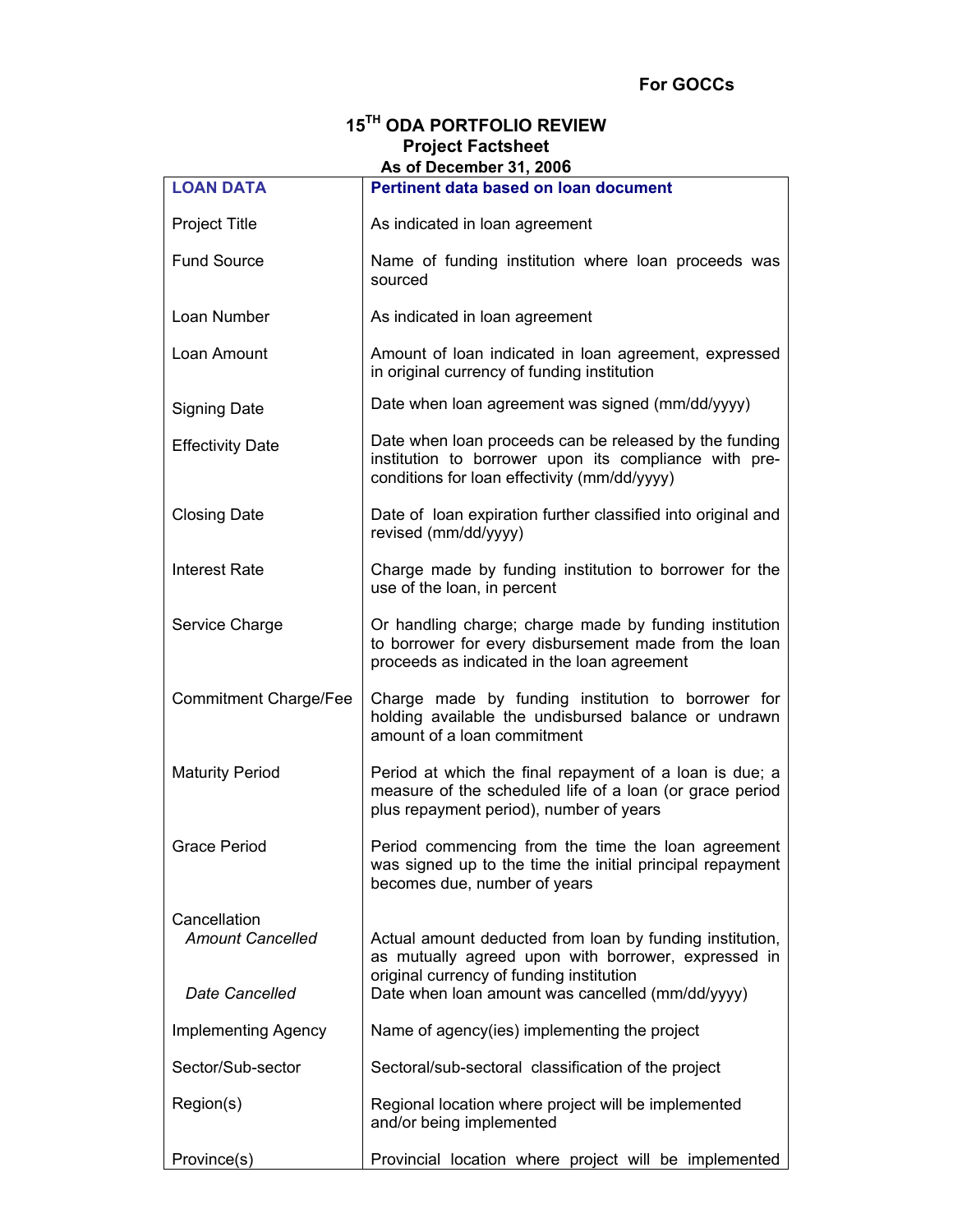**For GOCCs**

# 15TH ODA PORTFOLIO REVIEW
## Project Factsheet
### As of December 31, 2006

| **LOAN DATA** | **Pertinent data based on loan document** |
|---|---|
| Project Title | As indicated in loan agreement |
| Fund Source | Name of funding institution where loan proceeds was sourced |
| Loan Number | As indicated in loan agreement |
| Loan Amount | Amount of loan indicated in loan agreement, expressed in original currency of funding institution |
| Signing Date | Date when loan agreement was signed (mm/dd/yyyy) |
| Effectivity Date | Date when loan proceeds can be released by the funding institution to borrower upon its compliance with pre-conditions for loan effectivity (mm/dd/yyyy) |
| Closing Date | Date of loan expiration further classified into original and revised (mm/dd/yyyy) |
| Interest Rate | Charge made by funding institution to borrower for the use of the loan, in percent |
| Service Charge | Or handling charge; charge made by funding institution to borrower for every disbursement made from the loan proceeds as indicated in the loan agreement |
| Commitment Charge/Fee | Charge made by funding institution to borrower for holding available the undisbursed balance or undrawn amount of a loan commitment |
| Maturity Period | Period at which the final repayment of a loan is due; a measure of the scheduled life of a loan (or grace period plus repayment period), number of years |
| Grace Period | Period commencing from the time the loan agreement was signed up to the time the initial principal repayment becomes due, number of years |
| Cancellation | |
| *Amount Cancelled* | Actual amount deducted from loan by funding institution, as mutually agreed upon with borrower, expressed in original currency of funding institution |
| *Date Cancelled* | Date when loan amount was cancelled (mm/dd/yyyy) |
| Implementing Agency | Name of agency(ies) implementing the project |
| Sector/Sub-sector | Sectoral/sub-sectoral classification of the project |
| Region(s) | Regional location where project will be implemented and/or being implemented |
| Province(s) | Provincial location where project will be implemented |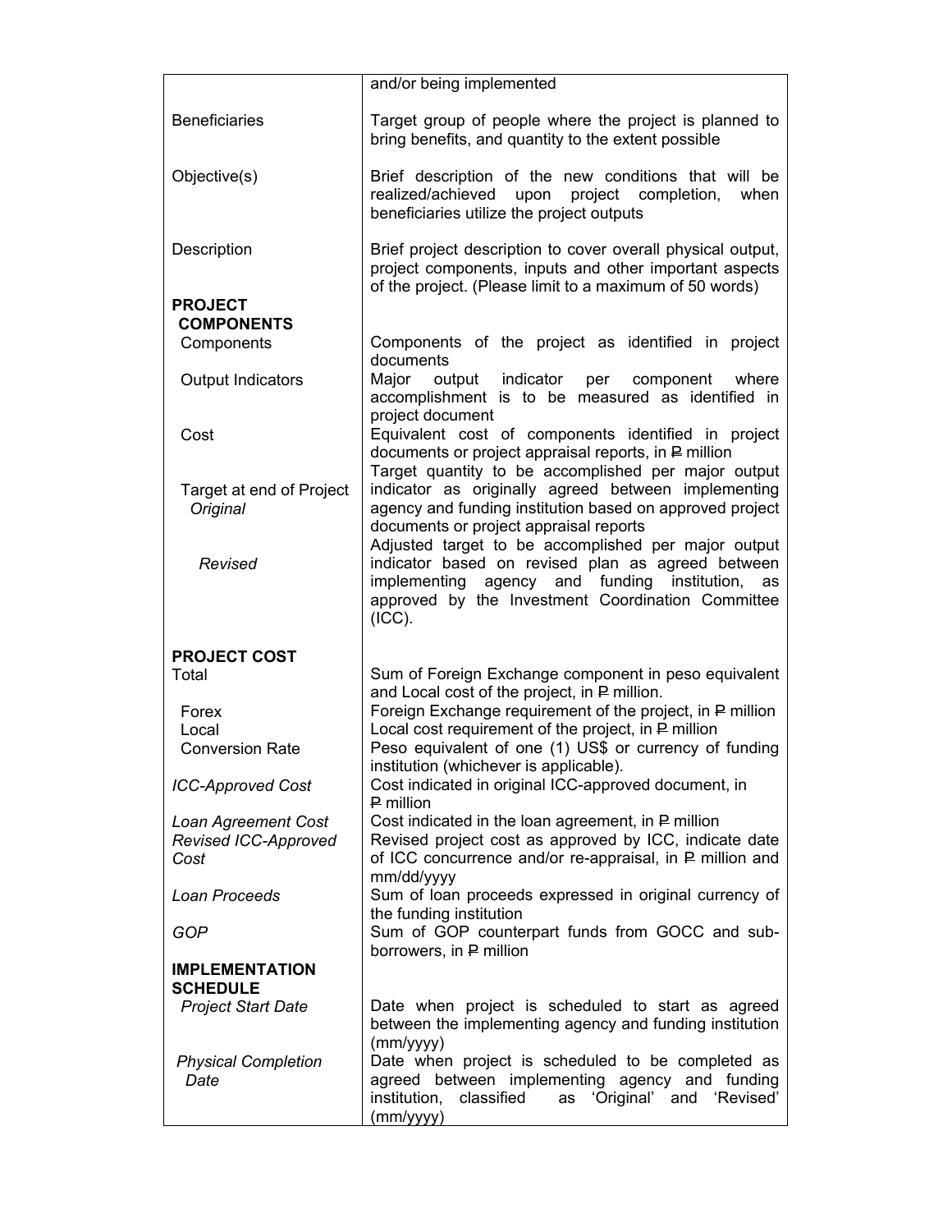| | |
|---|---|
| | and/or being implemented |
| Beneficiaries | Target group of people where the project is planned to bring benefits, and quantity to the extent possible |
| Objective(s) | Brief description of the new conditions that will be realized/achieved upon project completion, when beneficiaries utilize the project outputs |
| Description | Brief project description to cover overall physical output, project components, inputs and other important aspects of the project. (Please limit to a maximum of 50 words) |
| **PROJECT COMPONENTS** | |
| Components | Components of the project as identified in project documents |
| Output Indicators | Major output indicator per component where accomplishment is to be measured as identified in project document |
| Cost | Equivalent cost of components identified in project documents or project appraisal reports, in ₱ million |
| Target at end of Project *Original* | Target quantity to be accomplished per major output indicator as originally agreed between implementing agency and funding institution based on approved project documents or project appraisal reports |
| *Revised* | Adjusted target to be accomplished per major output indicator based on revised plan as agreed between implementing agency and funding institution, as approved by the Investment Coordination Committee (ICC). |
| **PROJECT COST** | |
| Total | Sum of Foreign Exchange component in peso equivalent and Local cost of the project, in ₱ million. |
| Forex | Foreign Exchange requirement of the project, in ₱ million |
| Local | Local cost requirement of the project, in ₱ million |
| Conversion Rate | Peso equivalent of one (1) US$ or currency of funding institution (whichever is applicable). |
| *ICC-Approved Cost* | Cost indicated in original ICC-approved document, in ₱ million |
| *Loan Agreement Cost* | Cost indicated in the loan agreement, in ₱ million |
| *Revised ICC-Approved Cost* | Revised project cost as approved by ICC, indicate date of ICC concurrence and/or re-appraisal, in ₱ million and mm/dd/yyyy |
| *Loan Proceeds* | Sum of loan proceeds expressed in original currency of the funding institution |
| *GOP* | Sum of GOP counterpart funds from GOCC and sub-borrowers, in ₱ million |
| **IMPLEMENTATION SCHEDULE** | |
| *Project Start Date* | Date when project is scheduled to start as agreed between the implementing agency and funding institution (mm/yyyy) |
| *Physical Completion Date* | Date when project is scheduled to be completed as agreed between implementing agency and funding institution, classified as 'Original' and 'Revised' (mm/yyyy) |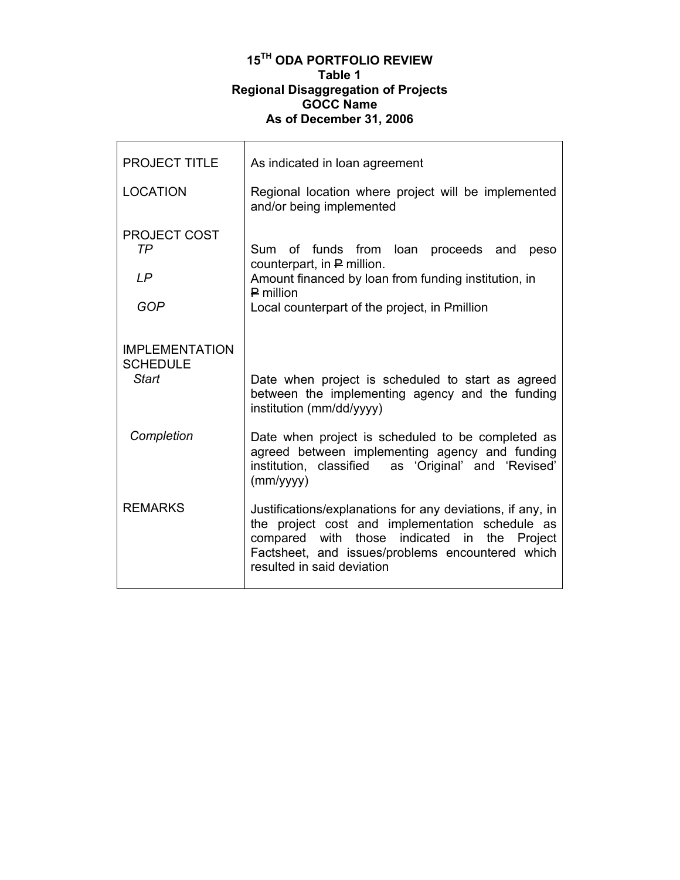# 15TH ODA PORTFOLIO REVIEW
## Table 1
## Regional Disaggregation of Projects
## GOCC Name
## As of December 31, 2006

| | |
|---|---|
| PROJECT TITLE | As indicated in loan agreement |
| LOCATION | Regional location where project will be implemented and/or being implemented |
| PROJECT COST | |
| *TP* | Sum of funds from loan proceeds and peso counterpart, in ₱ million. |
| *LP* | Amount financed by loan from funding institution, in ₱ million |
| *GOP* | Local counterpart of the project, in ₱million |
| IMPLEMENTATION SCHEDULE | |
| *Start* | Date when project is scheduled to start as agreed between the implementing agency and the funding institution (mm/dd/yyyy) |
| *Completion* | Date when project is scheduled to be completed as agreed between implementing agency and funding institution, classified as 'Original' and 'Revised' (mm/yyyy) |
| REMARKS | Justifications/explanations for any deviations, if any, in the project cost and implementation schedule as compared with those indicated in the Project Factsheet, and issues/problems encountered which resulted in said deviation |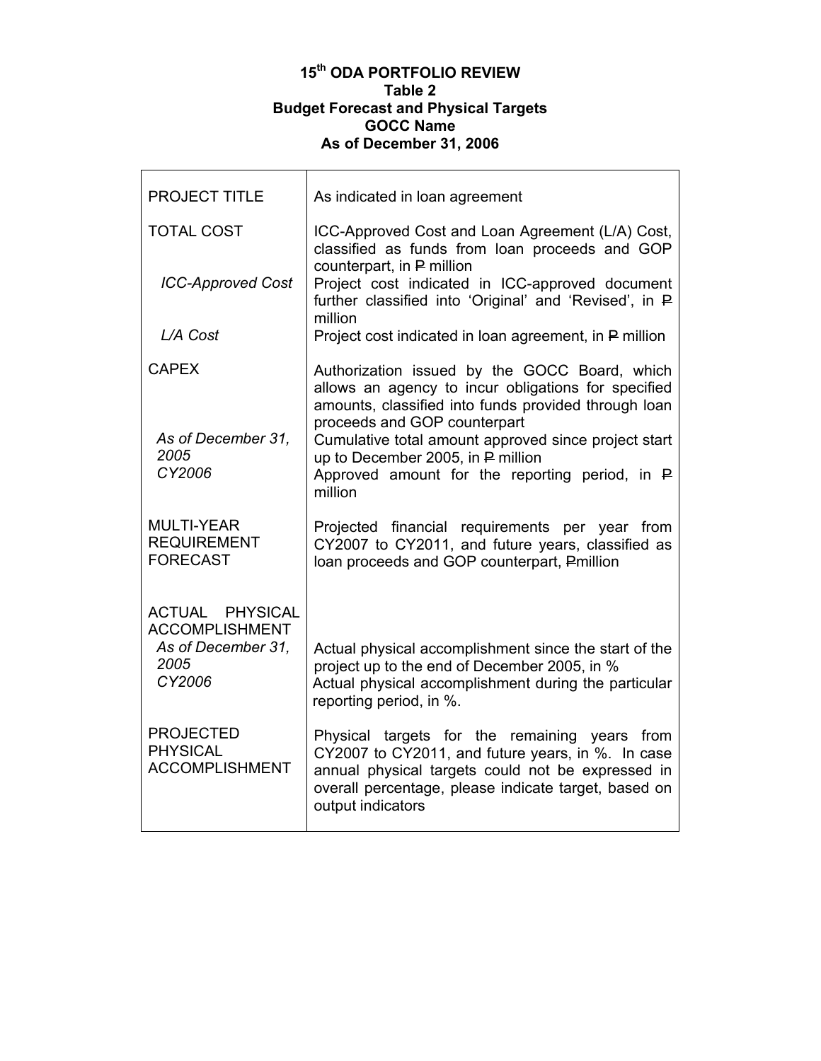**15th ODA PORTFOLIO REVIEW**
**Table 2**
**Budget Forecast and Physical Targets**
**GOCC Name**
**As of December 31, 2006**

| | |
|---|---|
| PROJECT TITLE | As indicated in loan agreement |
| TOTAL COST | ICC-Approved Cost and Loan Agreement (L/A) Cost, classified as funds from loan proceeds and GOP counterpart, in ₱ million |
| *ICC-Approved Cost* | Project cost indicated in ICC-approved document further classified into 'Original' and 'Revised', in ₱ million |
| *L/A Cost* | Project cost indicated in loan agreement, in ₱ million |
| CAPEX | Authorization issued by the GOCC Board, which allows an agency to incur obligations for specified amounts, classified into funds provided through loan proceeds and GOP counterpart |
| *As of December 31, 2005* | Cumulative total amount approved since project start up to December 2005, in ₱ million |
| *CY2006* | Approved amount for the reporting period, in ₱ million |
| MULTI-YEAR REQUIREMENT FORECAST | Projected financial requirements per year from CY2007 to CY2011, and future years, classified as loan proceeds and GOP counterpart, ₱million |
| ACTUAL PHYSICAL ACCOMPLISHMENT | |
| *As of December 31, 2005* | Actual physical accomplishment since the start of the project up to the end of December 2005, in % |
| *CY2006* | Actual physical accomplishment during the particular reporting period, in %. |
| PROJECTED PHYSICAL ACCOMPLISHMENT | Physical targets for the remaining years from CY2007 to CY2011, and future years, in %. In case annual physical targets could not be expressed in overall percentage, please indicate target, based on output indicators |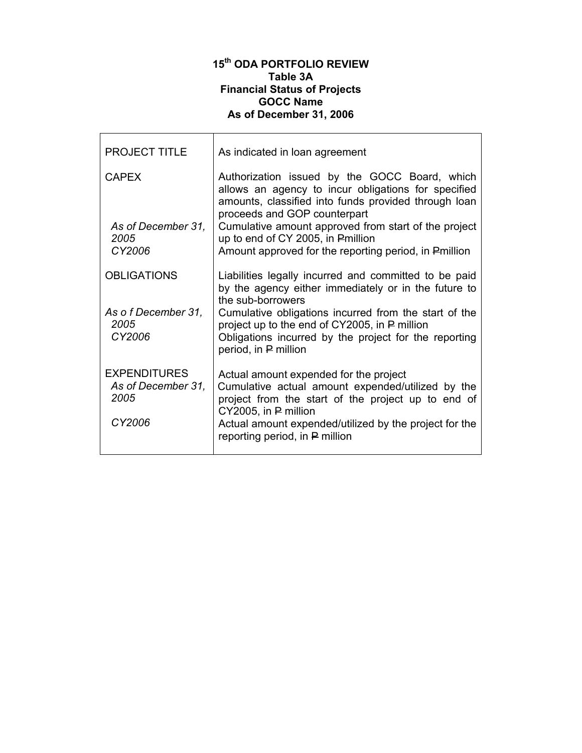**15th ODA PORTFOLIO REVIEW**
**Table 3A**
**Financial Status of Projects**
**GOCC Name**
**As of December 31, 2006**

| | |
|---|---|
| PROJECT TITLE | As indicated in loan agreement |
| CAPEX | Authorization issued by the GOCC Board, which allows an agency to incur obligations for specified amounts, classified into funds provided through loan proceeds and GOP counterpart |
| *As of December 31, 2005* | Cumulative amount approved from start of the project up to end of CY 2005, in ₱million |
| *CY2006* | Amount approved for the reporting period, in ₱million |
| OBLIGATIONS | Liabilities legally incurred and committed to be paid by the agency either immediately or in the future to the sub-borrowers |
| *As o f December 31, 2005* | Cumulative obligations incurred from the start of the project up to the end of CY2005, in ₱ million |
| *CY2006* | Obligations incurred by the project for the reporting period, in ₱ million |
| EXPENDITURES | Actual amount expended for the project |
| *As of December 31, 2005* | Cumulative actual amount expended/utilized by the project from the start of the project up to end of CY2005, in ₱ million |
| *CY2006* | Actual amount expended/utilized by the project for the reporting period, in ₱ million |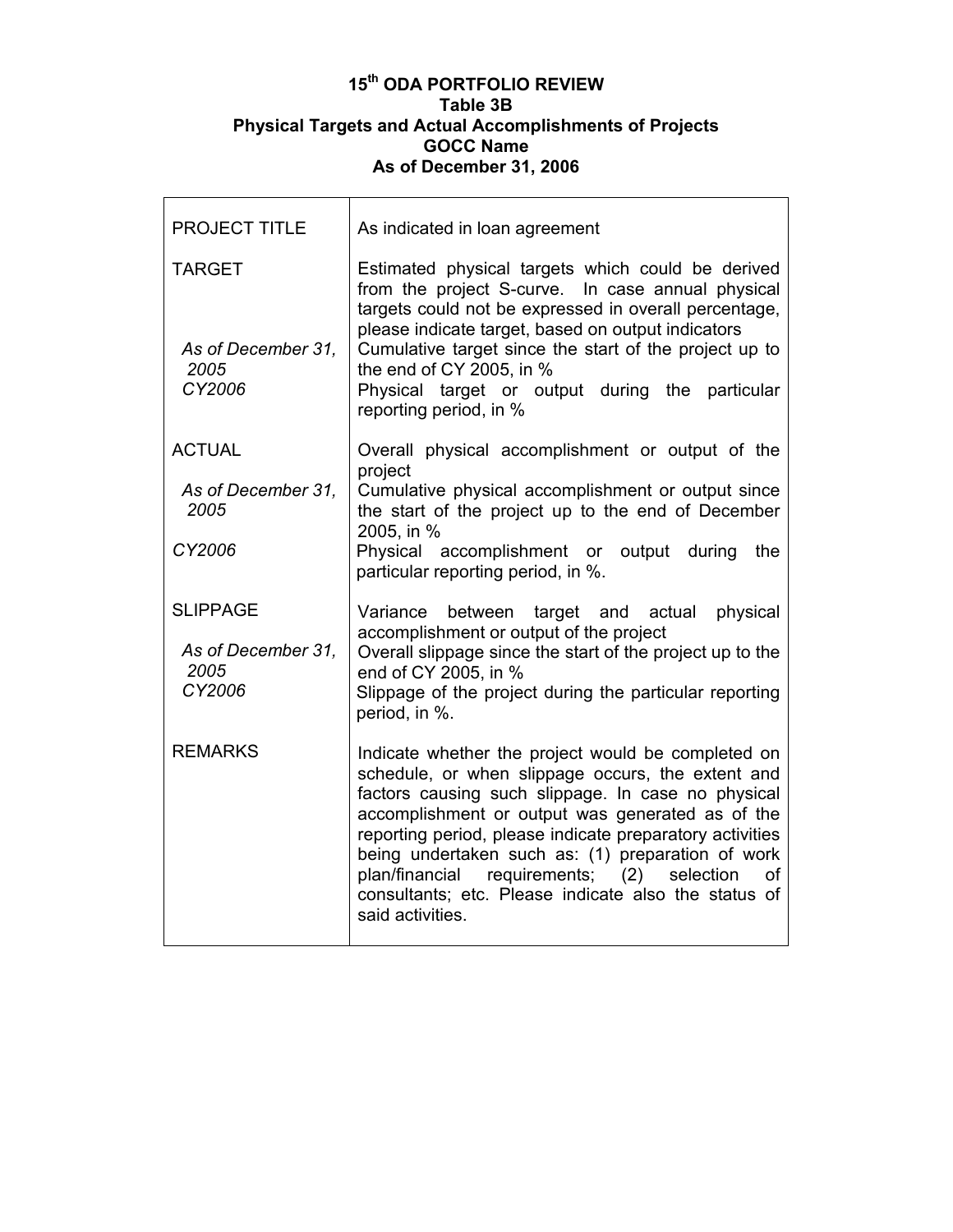**15th ODA PORTFOLIO REVIEW**
**Table 3B**
**Physical Targets and Actual Accomplishments of Projects**
**GOCC Name**
**As of December 31, 2006**

| | |
|---|---|
| PROJECT TITLE | As indicated in loan agreement |
| TARGET | Estimated physical targets which could be derived from the project S-curve. In case annual physical targets could not be expressed in overall percentage, please indicate target, based on output indicators |
| *As of December 31, 2005* | Cumulative target since the start of the project up to the end of CY 2005, in % |
| *CY2006* | Physical target or output during the particular reporting period, in % |
| ACTUAL | Overall physical accomplishment or output of the project |
| *As of December 31, 2005* | Cumulative physical accomplishment or output since the start of the project up to the end of December 2005, in % |
| *CY2006* | Physical accomplishment or output during the particular reporting period, in %. |
| SLIPPAGE | Variance between target and actual physical accomplishment or output of the project |
| *As of December 31, 2005* | Overall slippage since the start of the project up to the end of CY 2005, in % |
| *CY2006* | Slippage of the project during the particular reporting period, in %. |
| REMARKS | Indicate whether the project would be completed on schedule, or when slippage occurs, the extent and factors causing such slippage. In case no physical accomplishment or output was generated as of the reporting period, please indicate preparatory activities being undertaken such as: (1) preparation of work plan/financial requirements; (2) selection of consultants; etc. Please indicate also the status of said activities. |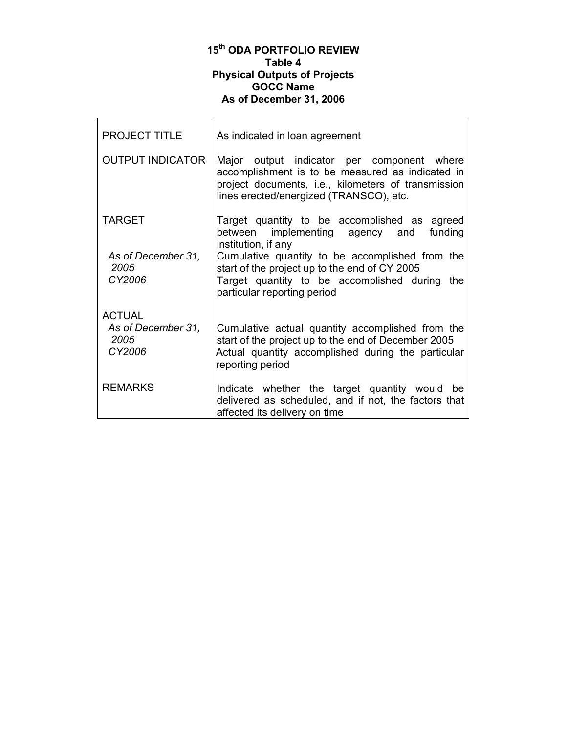**15th ODA PORTFOLIO REVIEW**
**Table 4**
**Physical Outputs of Projects**
**GOCC Name**
**As of December 31, 2006**

| | |
|---|---|
| PROJECT TITLE | As indicated in loan agreement |
| OUTPUT INDICATOR | Major output indicator per component where accomplishment is to be measured as indicated in project documents, i.e., kilometers of transmission lines erected/energized (TRANSCO), etc. |
| TARGET | Target quantity to be accomplished as agreed between implementing agency and funding institution, if any |
| *As of December 31, 2005* | Cumulative quantity to be accomplished from the start of the project up to the end of CY 2005 |
| *CY2006* | Target quantity to be accomplished during the particular reporting period |
| ACTUAL | |
| *As of December 31, 2005* | Cumulative actual quantity accomplished from the start of the project up to the end of December 2005 |
| *CY2006* | Actual quantity accomplished during the particular reporting period |
| REMARKS | Indicate whether the target quantity would be delivered as scheduled, and if not, the factors that affected its delivery on time |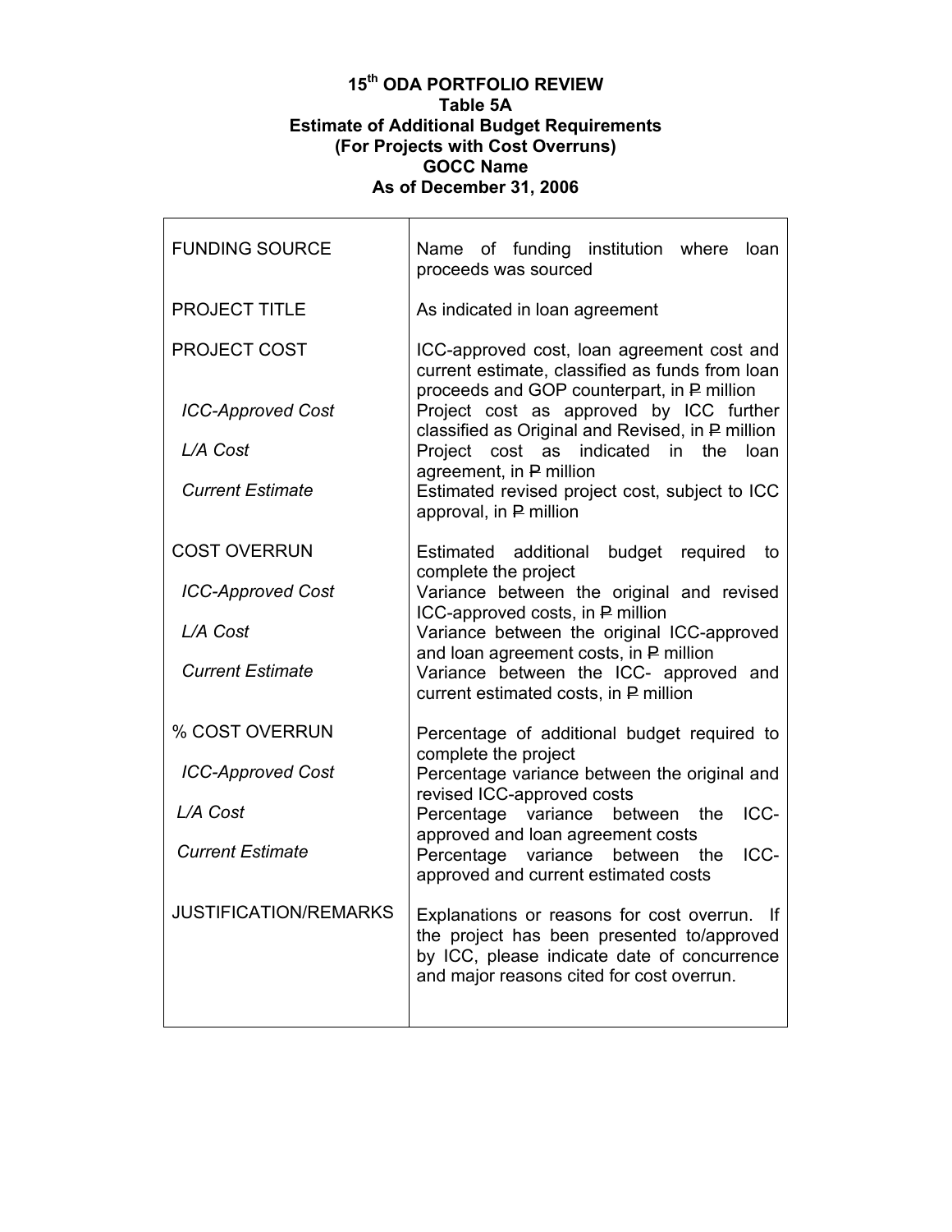**15th ODA PORTFOLIO REVIEW**
**Table 5A**
**Estimate of Additional Budget Requirements**
**(For Projects with Cost Overruns)**
**GOCC Name**
**As of December 31, 2006**

| | |
|---|---|
| FUNDING SOURCE | Name of funding institution where loan proceeds was sourced |
| PROJECT TITLE | As indicated in loan agreement |
| PROJECT COST | ICC-approved cost, loan agreement cost and current estimate, classified as funds from loan proceeds and GOP counterpart, in ₱ million |
| *ICC-Approved Cost* | Project cost as approved by ICC further classified as Original and Revised, in ₱ million |
| *L/A Cost* | Project cost as indicated in the loan agreement, in ₱ million |
| *Current Estimate* | Estimated revised project cost, subject to ICC approval, in ₱ million |
| COST OVERRUN | Estimated additional budget required to complete the project |
| *ICC-Approved Cost* | Variance between the original and revised ICC-approved costs, in ₱ million |
| *L/A Cost* | Variance between the original ICC-approved and loan agreement costs, in ₱ million |
| *Current Estimate* | Variance between the ICC- approved and current estimated costs, in ₱ million |
| % COST OVERRUN | Percentage of additional budget required to complete the project |
| *ICC-Approved Cost* | Percentage variance between the original and revised ICC-approved costs |
| *L/A Cost* | Percentage variance between the ICC-approved and loan agreement costs |
| *Current Estimate* | Percentage variance between the ICC-approved and current estimated costs |
| JUSTIFICATION/REMARKS | Explanations or reasons for cost overrun. If the project has been presented to/approved by ICC, please indicate date of concurrence and major reasons cited for cost overrun. |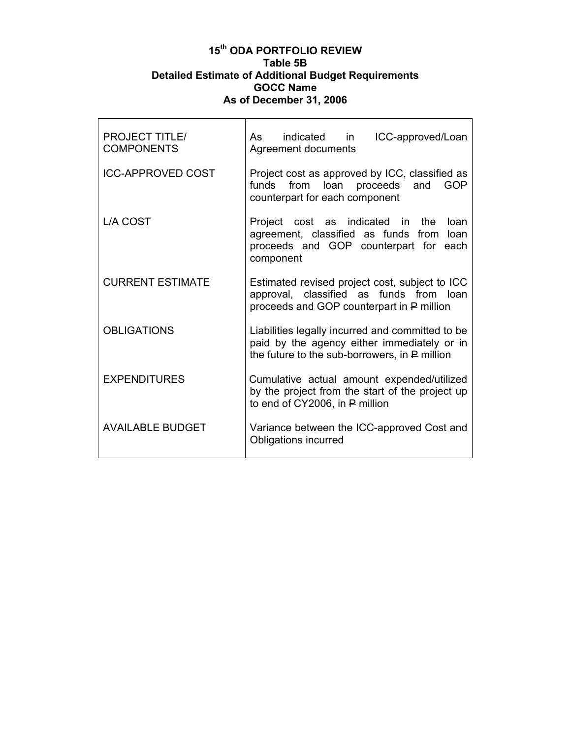**15th ODA PORTFOLIO REVIEW**
**Table 5B**
**Detailed Estimate of Additional Budget Requirements**
**GOCC Name**
**As of December 31, 2006**

| | |
|---|---|
| PROJECT TITLE/ COMPONENTS | As indicated in ICC-approved/Loan Agreement documents |
| ICC-APPROVED COST | Project cost as approved by ICC, classified as funds from loan proceeds and GOP counterpart for each component |
| L/A COST | Project cost as indicated in the loan agreement, classified as funds from loan proceeds and GOP counterpart for each component |
| CURRENT ESTIMATE | Estimated revised project cost, subject to ICC approval, classified as funds from loan proceeds and GOP counterpart in ₱ million |
| OBLIGATIONS | Liabilities legally incurred and committed to be paid by the agency either immediately or in the future to the sub-borrowers, in ₱ million |
| EXPENDITURES | Cumulative actual amount expended/utilized by the project from the start of the project up to end of CY2006, in ₱ million |
| AVAILABLE BUDGET | Variance between the ICC-approved Cost and Obligations incurred |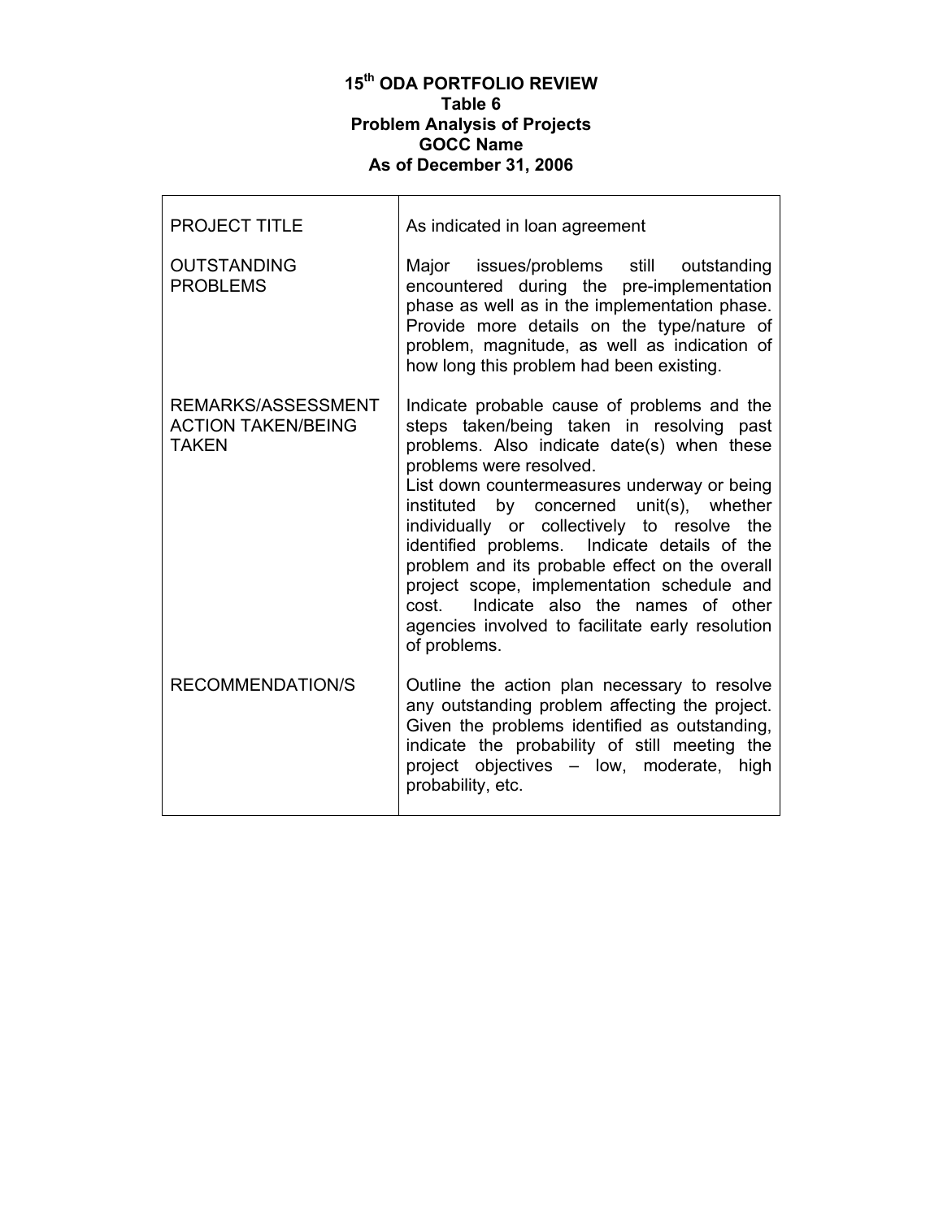**15th ODA PORTFOLIO REVIEW**
**Table 6**
**Problem Analysis of Projects**
**GOCC Name**
**As of December 31, 2006**

| | |
|---|---|
| PROJECT TITLE | As indicated in loan agreement |
| OUTSTANDING PROBLEMS | Major issues/problems still outstanding encountered during the pre-implementation phase as well as in the implementation phase. Provide more details on the type/nature of problem, magnitude, as well as indication of how long this problem had been existing. |
| REMARKS/ASSESSMENT ACTION TAKEN/BEING TAKEN | Indicate probable cause of problems and the steps taken/being taken in resolving past problems. Also indicate date(s) when these problems were resolved.<br>List down countermeasures underway or being instituted by concerned unit(s), whether individually or collectively to resolve the identified problems. Indicate details of the problem and its probable effect on the overall project scope, implementation schedule and cost. Indicate also the names of other agencies involved to facilitate early resolution of problems. |
| RECOMMENDATION/S | Outline the action plan necessary to resolve any outstanding problem affecting the project. Given the problems identified as outstanding, indicate the probability of still meeting the project objectives – low, moderate, high probability, etc. |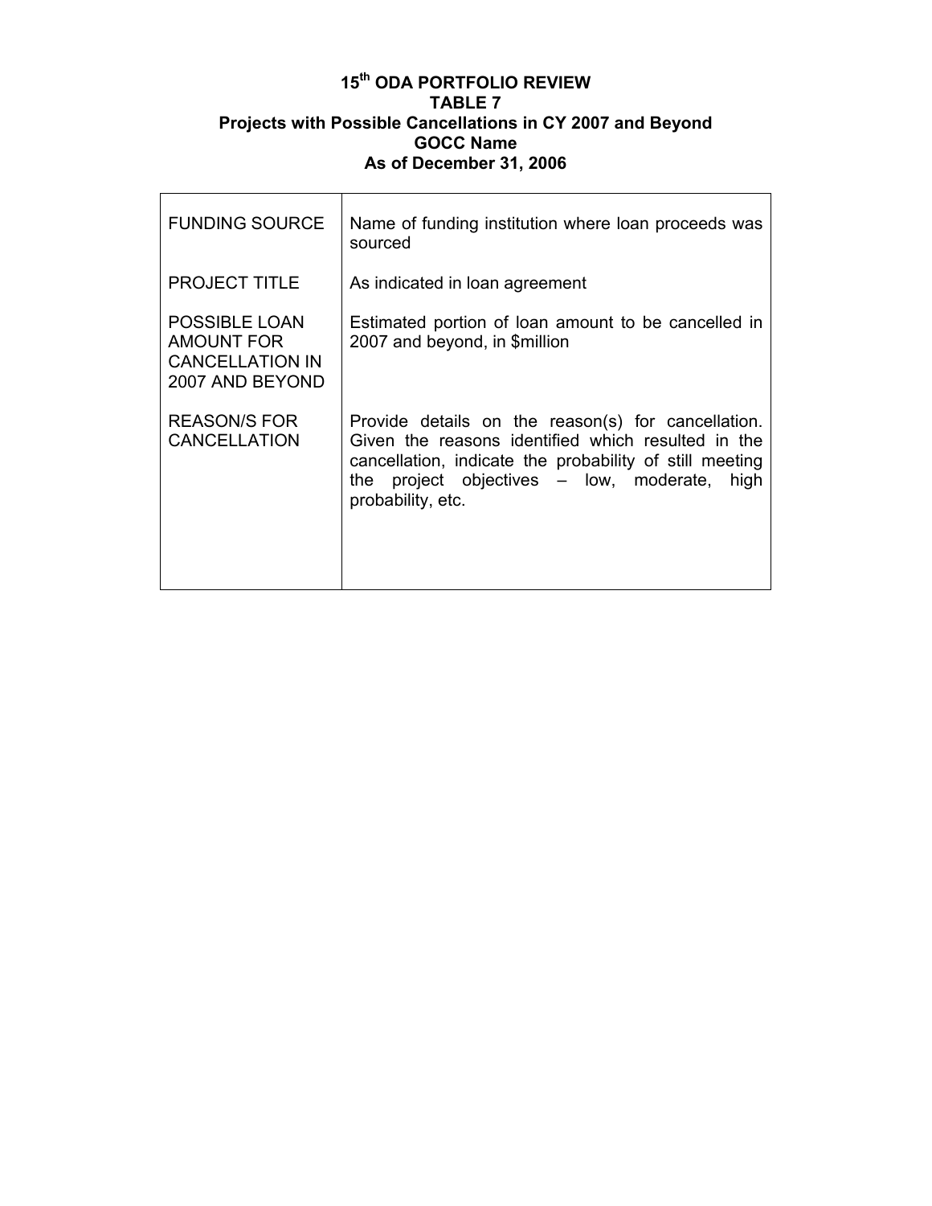**15th ODA PORTFOLIO REVIEW**
**TABLE 7**
**Projects with Possible Cancellations in CY 2007 and Beyond**
**GOCC Name**
**As of December 31, 2006**

| | |
|---|---|
| FUNDING SOURCE | Name of funding institution where loan proceeds was sourced |
| PROJECT TITLE | As indicated in loan agreement |
| POSSIBLE LOAN AMOUNT FOR CANCELLATION IN 2007 AND BEYOND | Estimated portion of loan amount to be cancelled in 2007 and beyond, in $million |
| REASON/S FOR CANCELLATION | Provide details on the reason(s) for cancellation. Given the reasons identified which resulted in the cancellation, indicate the probability of still meeting the project objectives – low, moderate, high probability, etc. |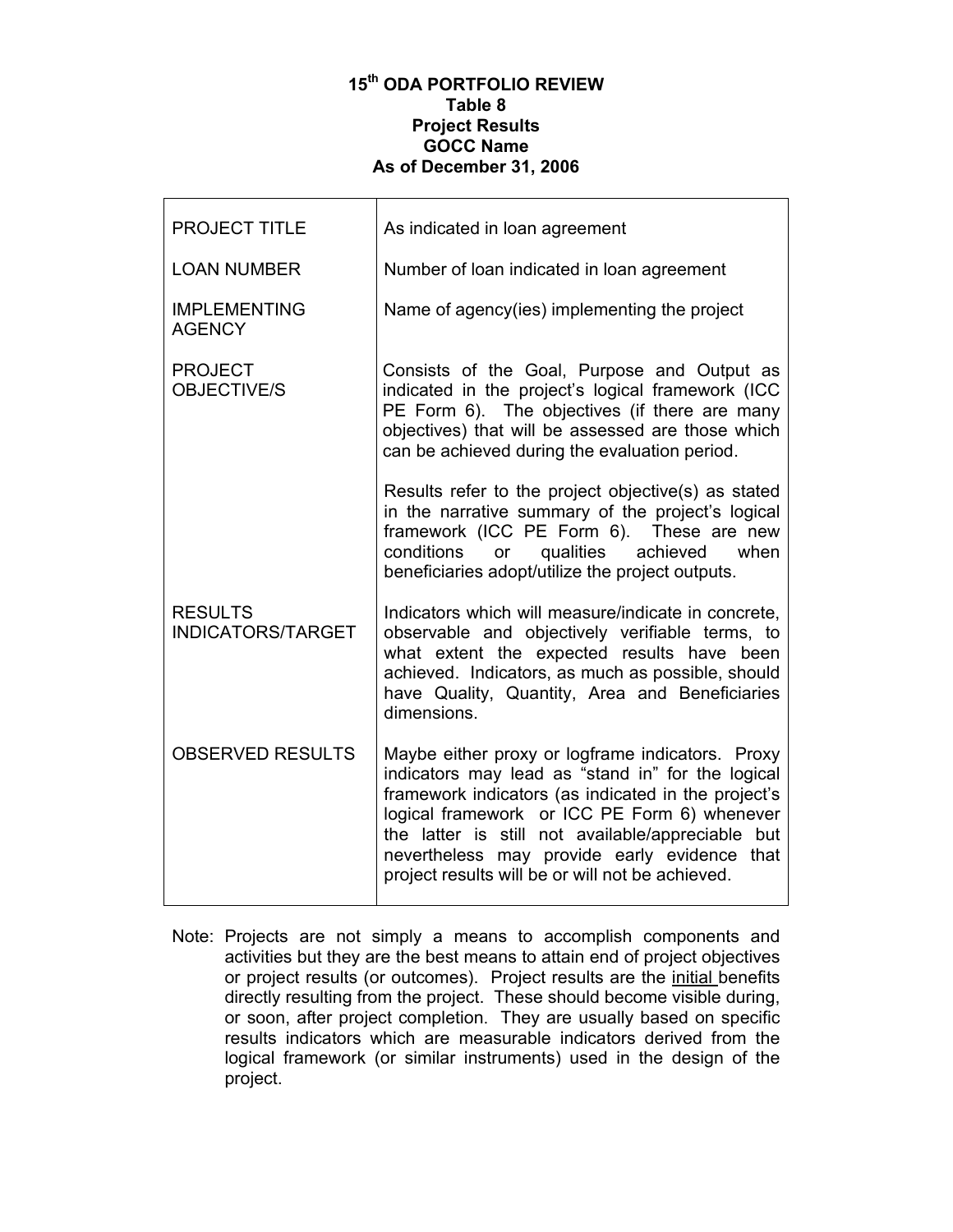**15th ODA PORTFOLIO REVIEW**
**Table 8**
**Project Results**
**GOCC Name**
**As of December 31, 2006**

| | |
|---|---|
| PROJECT TITLE | As indicated in loan agreement |
| LOAN NUMBER | Number of loan indicated in loan agreement |
| IMPLEMENTING AGENCY | Name of agency(ies) implementing the project |
| PROJECT OBJECTIVE/S | Consists of the Goal, Purpose and Output as indicated in the project's logical framework (ICC PE Form 6). The objectives (if there are many objectives) that will be assessed are those which can be achieved during the evaluation period.<br><br>Results refer to the project objective(s) as stated in the narrative summary of the project's logical framework (ICC PE Form 6). These are new conditions or qualities achieved when beneficiaries adopt/utilize the project outputs. |
| RESULTS INDICATORS/TARGET | Indicators which will measure/indicate in concrete, observable and objectively verifiable terms, to what extent the expected results have been achieved. Indicators, as much as possible, should have Quality, Quantity, Area and Beneficiaries dimensions. |
| OBSERVED RESULTS | Maybe either proxy or logframe indicators. Proxy indicators may lead as "stand in" for the logical framework indicators (as indicated in the project's logical framework or ICC PE Form 6) whenever the latter is still not available/appreciable but nevertheless may provide early evidence that project results will be or will not be achieved. |

Note: Projects are not simply a means to accomplish components and activities but they are the best means to attain end of project objectives or project results (or outcomes). Project results are the initial benefits directly resulting from the project. These should become visible during, or soon, after project completion. They are usually based on specific results indicators which are measurable indicators derived from the logical framework (or similar instruments) used in the design of the project.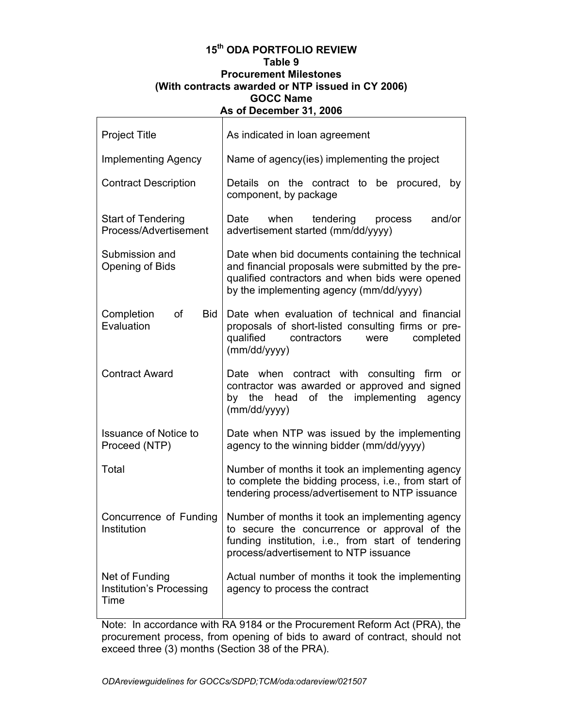**15th ODA PORTFOLIO REVIEW**
**Table 9**
**Procurement Milestones**
**(With contracts awarded or NTP issued in CY 2006)**
**GOCC Name**
**As of December 31, 2006**

| | |
|---|---|
| Project Title | As indicated in loan agreement |
| Implementing Agency | Name of agency(ies) implementing the project |
| Contract Description | Details on the contract to be procured, by component, by package |
| Start of Tendering Process/Advertisement | Date when tendering process and/or advertisement started (mm/dd/yyyy) |
| Submission and Opening of Bids | Date when bid documents containing the technical and financial proposals were submitted by the pre-qualified contractors and when bids were opened by the implementing agency (mm/dd/yyyy) |
| Completion of Bid Evaluation | Date when evaluation of technical and financial proposals of short-listed consulting firms or pre-qualified contractors were completed (mm/dd/yyyy) |
| Contract Award | Date when contract with consulting firm or contractor was awarded or approved and signed by the head of the implementing agency (mm/dd/yyyy) |
| Issuance of Notice to Proceed (NTP) | Date when NTP was issued by the implementing agency to the winning bidder (mm/dd/yyyy) |
| Total | Number of months it took an implementing agency to complete the bidding process, i.e., from start of tendering process/advertisement to NTP issuance |
| Concurrence of Funding Institution | Number of months it took an implementing agency to secure the concurrence or approval of the funding institution, i.e., from start of tendering process/advertisement to NTP issuance |
| Net of Funding Institution's Processing Time | Actual number of months it took the implementing agency to process the contract |

Note: In accordance with RA 9184 or the Procurement Reform Act (PRA), the procurement process, from opening of bids to award of contract, should not exceed three (3) months (Section 38 of the PRA).

*ODAreviewguidelines for GOCCs/SDPD;TCM/oda:odareview/021507*